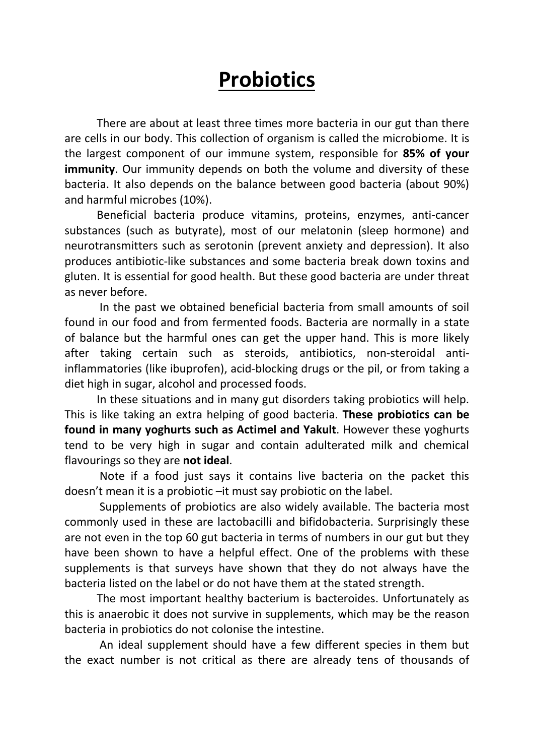# Probiotics

There are about at least three times more bacteria in our gut than there are cells in our body. This collection of organism is called the microbiome. It is the largest component of our immune system, responsible for **85% of your immunity**. Our immunity depends on both the volume and diversity of these bacteria. It also depends on the balance between good bacteria (about 90%) and harmful microbes (10%).

Beneficial bacteria produce vitamins, proteins, enzymes, anti-cancer substances (such as butyrate), most of our melatonin (sleep hormone) and neurotransmitters such as serotonin (prevent anxiety and depression). It also produces antibiotic-like substances and some bacteria break down toxins and gluten. It is essential for good health. But these good bacteria are under threat as never before.

In the past we obtained beneficial bacteria from small amounts of soil found in our food and from fermented foods. Bacteria are normally in a state of balance but the harmful ones can get the upper hand. This is more likely after taking certain such as steroids, antibiotics, non-steroidal anti-inflammatories (like ibuprofen), acid-blocking drugs or the pil, or from taking a diet high in sugar, alcohol and processed foods.

In these situations and in many gut disorders taking probiotics will help. This is like taking an extra helping of good bacteria. **These probiotics can be found in many yoghurts such as Actimel and Yakult**. However these yoghurts tend to be very high in sugar and contain adulterated milk and chemical flavourings so they are **not ideal**.

Note if a food just says it contains live bacteria on the packet this doesn't mean it is a probiotic –it must say probiotic on the label.

Supplements of probiotics are also widely available. The bacteria most commonly used in these are lactobacilli and bifidobacteria. Surprisingly these are not even in the top 60 gut bacteria in terms of numbers in our gut but they have been shown to have a helpful effect. One of the problems with these supplements is that surveys have shown that they do not always have the bacteria listed on the label or do not have them at the stated strength.

The most important healthy bacterium is bacteroides. Unfortunately as this is anaerobic it does not survive in supplements, which may be the reason bacteria in probiotics do not colonise the intestine.

An ideal supplement should have a few different species in them but the exact number is not critical as there are already tens of thousands of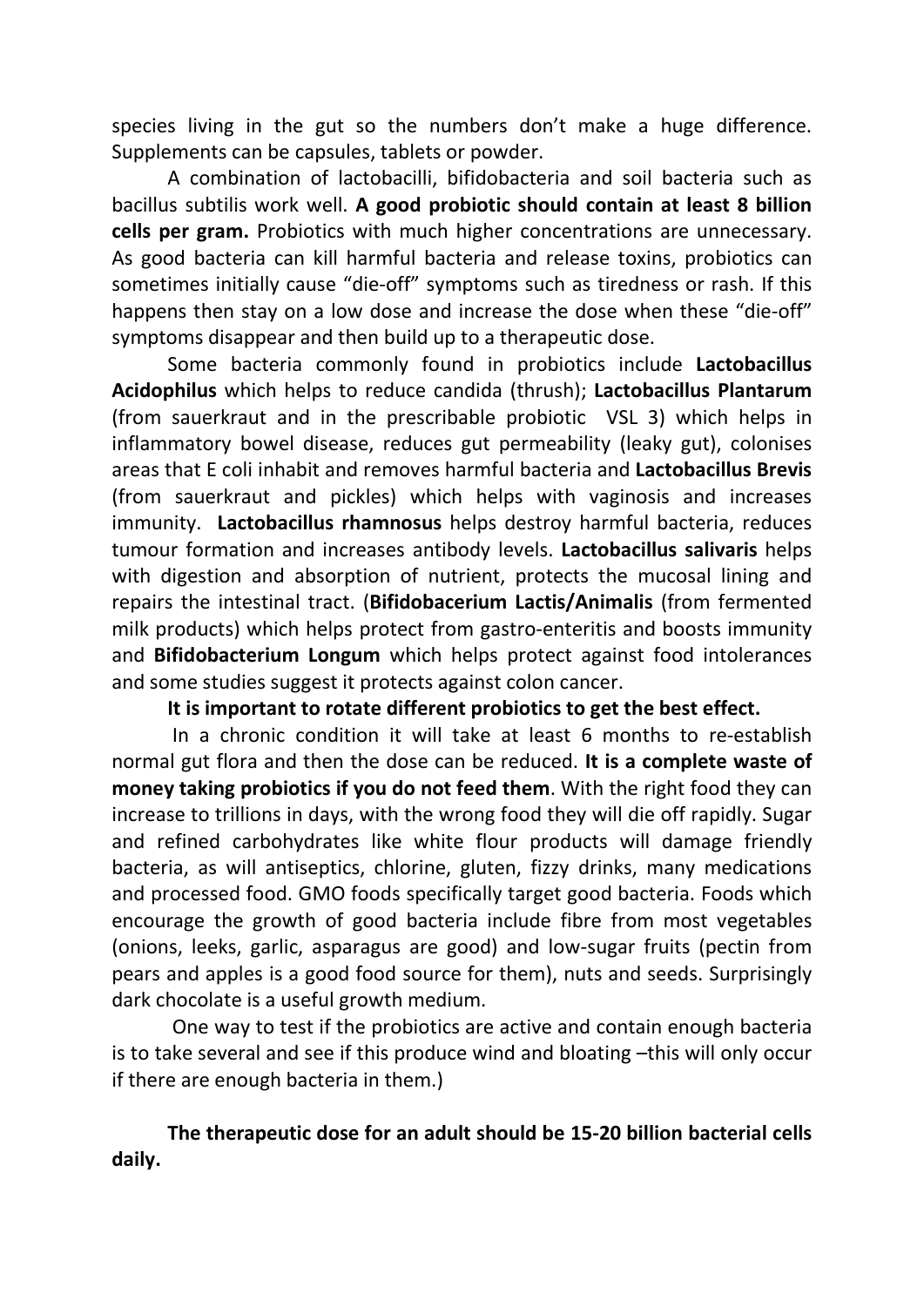species living in the gut so the numbers don't make a huge difference. Supplements can be capsules, tablets or powder.

A combination of lactobacilli, bifidobacteria and soil bacteria such as bacillus subtilis work well. **A good probiotic should contain at least 8 billion cells per gram.** Probiotics with much higher concentrations are unnecessary. As good bacteria can kill harmful bacteria and release toxins, probiotics can sometimes initially cause "die-off" symptoms such as tiredness or rash. If this happens then stay on a low dose and increase the dose when these "die-off" symptoms disappear and then build up to a therapeutic dose.

Some bacteria commonly found in probiotics include **Lactobacillus Acidophilus** which helps to reduce candida (thrush); **Lactobacillus Plantarum** (from sauerkraut and in the prescribable probiotic VSL 3) which helps in inflammatory bowel disease, reduces gut permeability (leaky gut), colonises areas that E coli inhabit and removes harmful bacteria and **Lactobacillus Brevis** (from sauerkraut and pickles) which helps with vaginosis and increases immunity. **Lactobacillus rhamnosus** helps destroy harmful bacteria, reduces tumour formation and increases antibody levels. **Lactobacillus salivaris** helps with digestion and absorption of nutrient, protects the mucosal lining and repairs the intestinal tract. (**Bifidobacerium Lactis/Animalis** (from fermented milk products) which helps protect from gastro-enteritis and boosts immunity and **Bifidobacterium Longum** which helps protect against food intolerances and some studies suggest it protects against colon cancer.

**It is important to rotate different probiotics to get the best effect.**

In a chronic condition it will take at least 6 months to re-establish normal gut flora and then the dose can be reduced. **It is a complete waste of money taking probiotics if you do not feed them**. With the right food they can increase to trillions in days, with the wrong food they will die off rapidly. Sugar and refined carbohydrates like white flour products will damage friendly bacteria, as will antiseptics, chlorine, gluten, fizzy drinks, many medications and processed food. GMO foods specifically target good bacteria. Foods which encourage the growth of good bacteria include fibre from most vegetables (onions, leeks, garlic, asparagus are good) and low-sugar fruits (pectin from pears and apples is a good food source for them), nuts and seeds. Surprisingly dark chocolate is a useful growth medium.

One way to test if the probiotics are active and contain enough bacteria is to take several and see if this produce wind and bloating –this will only occur if there are enough bacteria in them.)

**The therapeutic dose for an adult should be 15-20 billion bacterial cells daily.**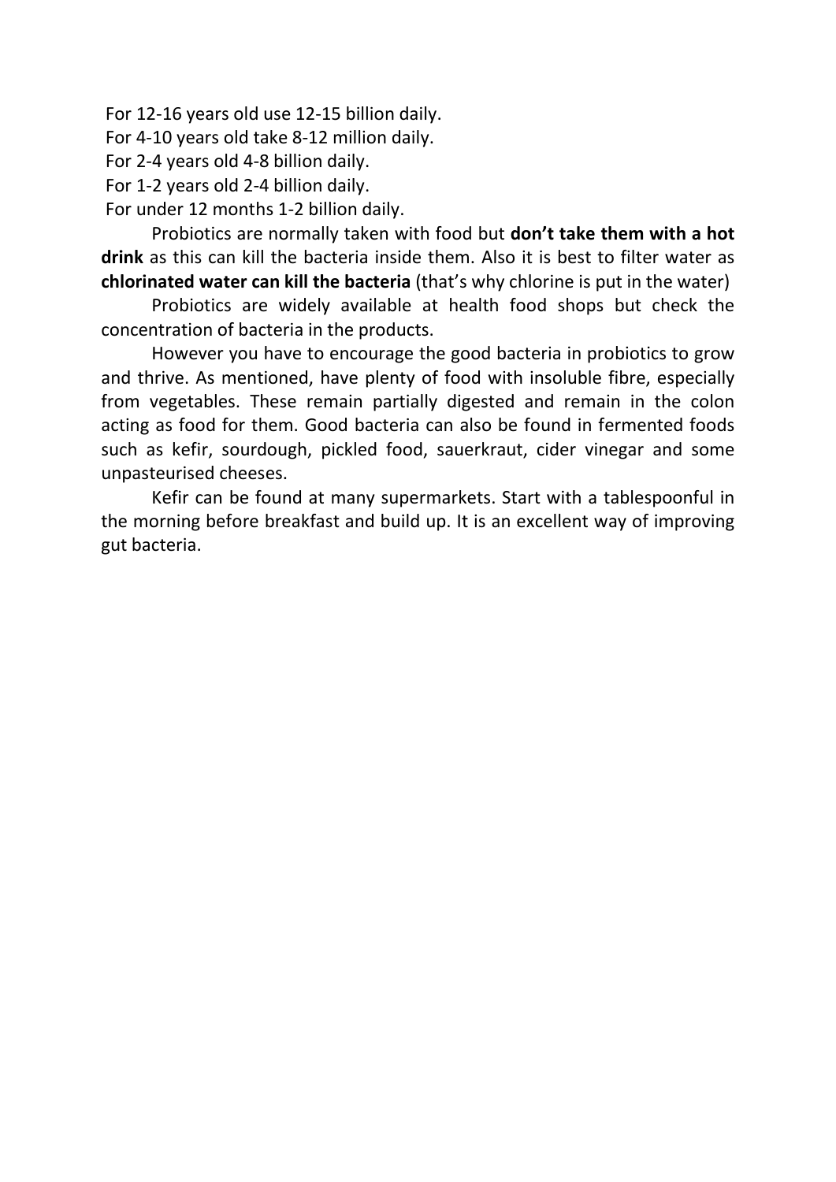For 12-16 years old use 12-15 billion daily.
For 4-10 years old take 8-12 million daily.
For 2-4 years old 4-8 billion daily.
For 1-2 years old 2-4 billion daily.
For under 12 months 1-2 billion daily.

Probiotics are normally taken with food but **don't take them with a hot drink** as this can kill the bacteria inside them. Also it is best to filter water as **chlorinated water can kill the bacteria** (that's why chlorine is put in the water)

Probiotics are widely available at health food shops but check the concentration of bacteria in the products.

However you have to encourage the good bacteria in probiotics to grow and thrive. As mentioned, have plenty of food with insoluble fibre, especially from vegetables. These remain partially digested and remain in the colon acting as food for them. Good bacteria can also be found in fermented foods such as kefir, sourdough, pickled food, sauerkraut, cider vinegar and some unpasteurised cheeses.

Kefir can be found at many supermarkets. Start with a tablespoonful in the morning before breakfast and build up. It is an excellent way of improving gut bacteria.